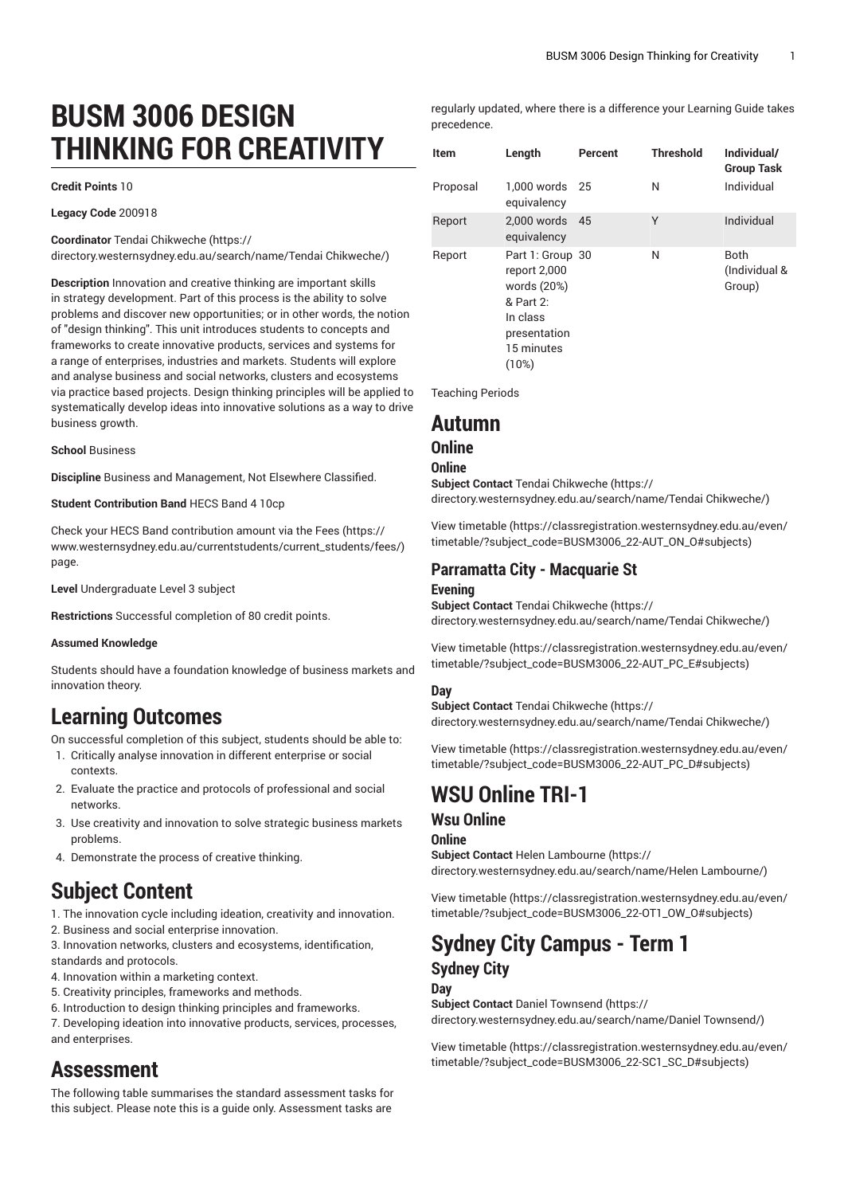# BUSM 3006 DESIGN THINKING FOR CREATIVITY

**Credit Points** 10

**Legacy Code** 200918

**Coordinator** Tendai Chikweche (https://directory.westernsydney.edu.au/search/name/Tendai Chikweche/)

**Description** Innovation and creative thinking are important skills in strategy development. Part of this process is the ability to solve problems and discover new opportunities; or in other words, the notion of "design thinking". This unit introduces students to concepts and frameworks to create innovative products, services and systems for a range of enterprises, industries and markets. Students will explore and analyse business and social networks, clusters and ecosystems via practice based projects. Design thinking principles will be applied to systematically develop ideas into innovative solutions as a way to drive business growth.

**School** Business

**Discipline** Business and Management, Not Elsewhere Classified.

**Student Contribution Band** HECS Band 4 10cp

Check your HECS Band contribution amount via the Fees (https://www.westernsydney.edu.au/currentstudents/current_students/fees/) page.

**Level** Undergraduate Level 3 subject

**Restrictions** Successful completion of 80 credit points.

**Assumed Knowledge**

Students should have a foundation knowledge of business markets and innovation theory.

# Learning Outcomes

On successful completion of this subject, students should be able to:

1. Critically analyse innovation in different enterprise or social contexts.
2. Evaluate the practice and protocols of professional and social networks.
3. Use creativity and innovation to solve strategic business markets problems.
4. Demonstrate the process of creative thinking.

# Subject Content

1. The innovation cycle including ideation, creativity and innovation.
2. Business and social enterprise innovation.
3. Innovation networks, clusters and ecosystems, identification, standards and protocols.
4. Innovation within a marketing context.
5. Creativity principles, frameworks and methods.
6. Introduction to design thinking principles and frameworks.
7. Developing ideation into innovative products, services, processes, and enterprises.

# Assessment

The following table summarises the standard assessment tasks for this subject. Please note this is a guide only. Assessment tasks are regularly updated, where there is a difference your Learning Guide takes precedence.

| Item | Length | Percent | Threshold | Individual/ Group Task |
|---|---|---|---|---|
| Proposal | 1,000 words equivalency | 25 | N | Individual |
| Report | 2,000 words equivalency | 45 | Y | Individual |
| Report | Part 1: Group report 2,000 words (20%) & Part 2: In class presentation 15 minutes (10%) | 30 | N | Both (Individual & Group) |

Teaching Periods

# Autumn

## Online

### Online

**Subject Contact** Tendai Chikweche (https://directory.westernsydney.edu.au/search/name/Tendai Chikweche/)

View timetable (https://classregistration.westernsydney.edu.au/even/timetable/?subject_code=BUSM3006_22-AUT_ON_O#subjects)

## Parramatta City - Macquarie St

### Evening

**Subject Contact** Tendai Chikweche (https://directory.westernsydney.edu.au/search/name/Tendai Chikweche/)

View timetable (https://classregistration.westernsydney.edu.au/even/timetable/?subject_code=BUSM3006_22-AUT_PC_E#subjects)

### Day

**Subject Contact** Tendai Chikweche (https://directory.westernsydney.edu.au/search/name/Tendai Chikweche/)

View timetable (https://classregistration.westernsydney.edu.au/even/timetable/?subject_code=BUSM3006_22-AUT_PC_D#subjects)

# WSU Online TRI-1

## Wsu Online

### Online

**Subject Contact** Helen Lambourne (https://directory.westernsydney.edu.au/search/name/Helen Lambourne/)

View timetable (https://classregistration.westernsydney.edu.au/even/timetable/?subject_code=BUSM3006_22-OT1_OW_O#subjects)

# Sydney City Campus - Term 1

## Sydney City

### Day

**Subject Contact** Daniel Townsend (https://directory.westernsydney.edu.au/search/name/Daniel Townsend/)

View timetable (https://classregistration.westernsydney.edu.au/even/timetable/?subject_code=BUSM3006_22-SC1_SC_D#subjects)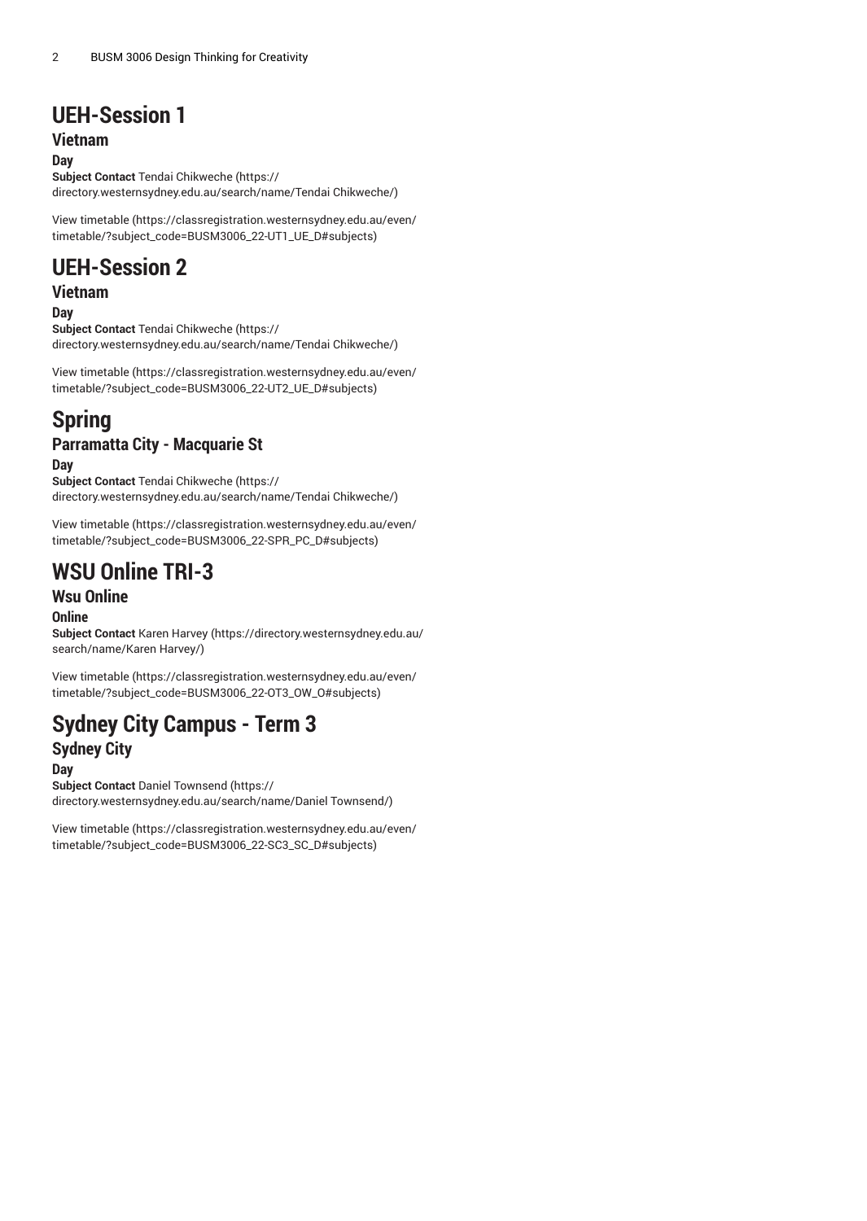# UEH-Session 1

## Vietnam

### Day

**Subject Contact** Tendai Chikweche (https://directory.westernsydney.edu.au/search/name/Tendai Chikweche/)

View timetable (https://classregistration.westernsydney.edu.au/even/timetable/?subject_code=BUSM3006_22-UT1_UE_D#subjects)

# UEH-Session 2

## Vietnam

### Day

**Subject Contact** Tendai Chikweche (https://directory.westernsydney.edu.au/search/name/Tendai Chikweche/)

View timetable (https://classregistration.westernsydney.edu.au/even/timetable/?subject_code=BUSM3006_22-UT2_UE_D#subjects)

# Spring

## Parramatta City - Macquarie St

### Day

**Subject Contact** Tendai Chikweche (https://directory.westernsydney.edu.au/search/name/Tendai Chikweche/)

View timetable (https://classregistration.westernsydney.edu.au/even/timetable/?subject_code=BUSM3006_22-SPR_PC_D#subjects)

# WSU Online TRI-3

## Wsu Online

### Online

**Subject Contact** Karen Harvey (https://directory.westernsydney.edu.au/search/name/Karen Harvey/)

View timetable (https://classregistration.westernsydney.edu.au/even/timetable/?subject_code=BUSM3006_22-OT3_OW_O#subjects)

# Sydney City Campus - Term 3

## Sydney City

### Day

**Subject Contact** Daniel Townsend (https://directory.westernsydney.edu.au/search/name/Daniel Townsend/)

View timetable (https://classregistration.westernsydney.edu.au/even/timetable/?subject_code=BUSM3006_22-SC3_SC_D#subjects)